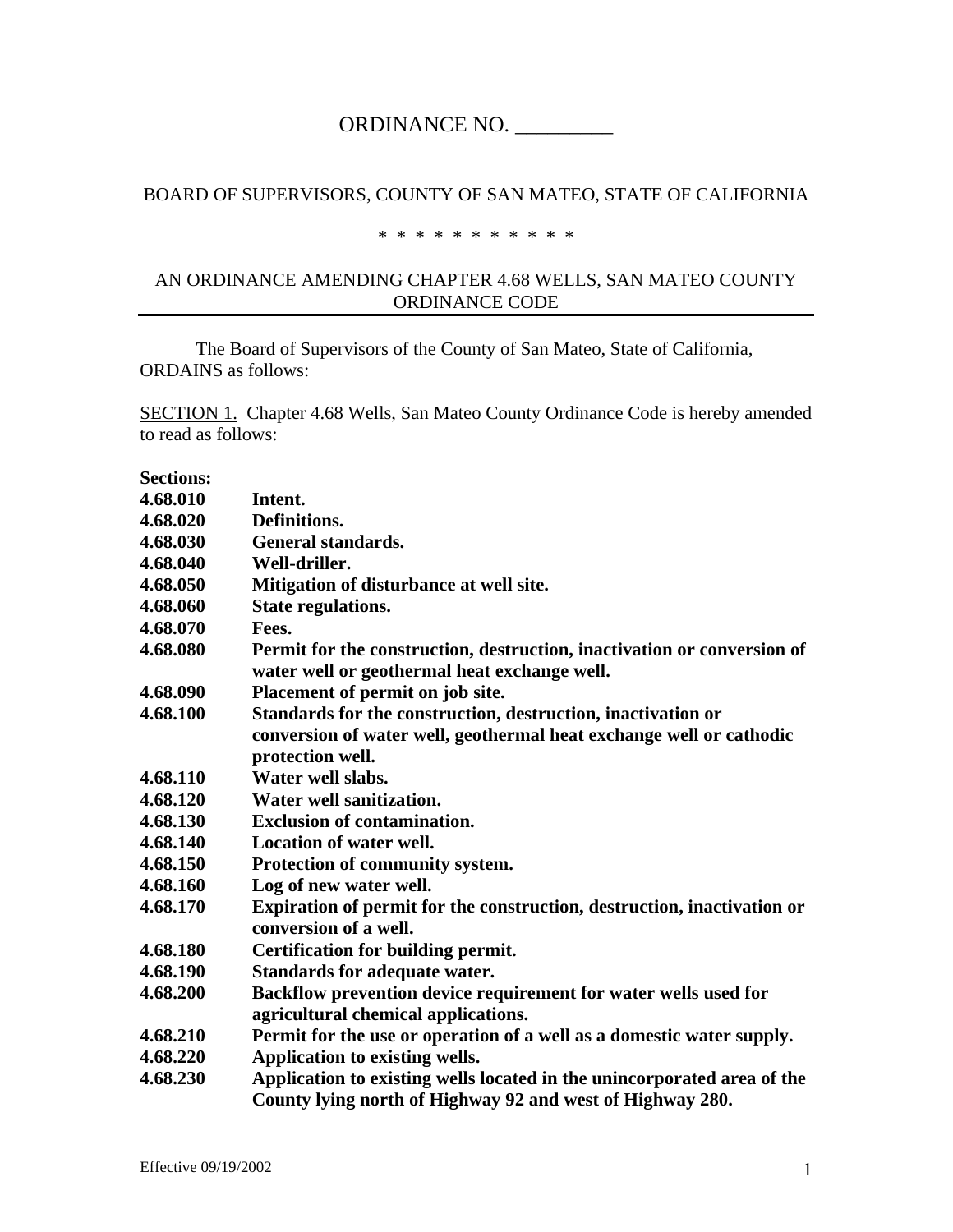# ORDINANCE NO. _________

BOARD OF SUPERVISORS, COUNTY OF SAN MATEO, STATE OF CALIFORNIA

\* \* \* \* \* \* \* \* \* \* \*

## AN ORDINANCE AMENDING CHAPTER 4.68 WELLS, SAN MATEO COUNTY ORDINANCE CODE

The Board of Supervisors of the County of San Mateo, State of California, ORDAINS as follows:

SECTION 1. Chapter 4.68 Wells, San Mateo County Ordinance Code is hereby amended to read as follows:

**Sections:**

| | |
|---|---|
| **4.68.010** | **Intent.** |
| **4.68.020** | **Definitions.** |
| **4.68.030** | **General standards.** |
| **4.68.040** | **Well-driller.** |
| **4.68.050** | **Mitigation of disturbance at well site.** |
| **4.68.060** | **State regulations.** |
| **4.68.070** | **Fees.** |
| **4.68.080** | **Permit for the construction, destruction, inactivation or conversion of water well or geothermal heat exchange well.** |
| **4.68.090** | **Placement of permit on job site.** |
| **4.68.100** | **Standards for the construction, destruction, inactivation or conversion of water well, geothermal heat exchange well or cathodic protection well.** |
| **4.68.110** | **Water well slabs.** |
| **4.68.120** | **Water well sanitization.** |
| **4.68.130** | **Exclusion of contamination.** |
| **4.68.140** | **Location of water well.** |
| **4.68.150** | **Protection of community system.** |
| **4.68.160** | **Log of new water well.** |
| **4.68.170** | **Expiration of permit for the construction, destruction, inactivation or conversion of a well.** |
| **4.68.180** | **Certification for building permit.** |
| **4.68.190** | **Standards for adequate water.** |
| **4.68.200** | **Backflow prevention device requirement for water wells used for agricultural chemical applications.** |
| **4.68.210** | **Permit for the use or operation of a well as a domestic water supply.** |
| **4.68.220** | **Application to existing wells.** |
| **4.68.230** | **Application to existing wells located in the unincorporated area of the County lying north of Highway 92 and west of Highway 280.** |

Effective 09/19/2002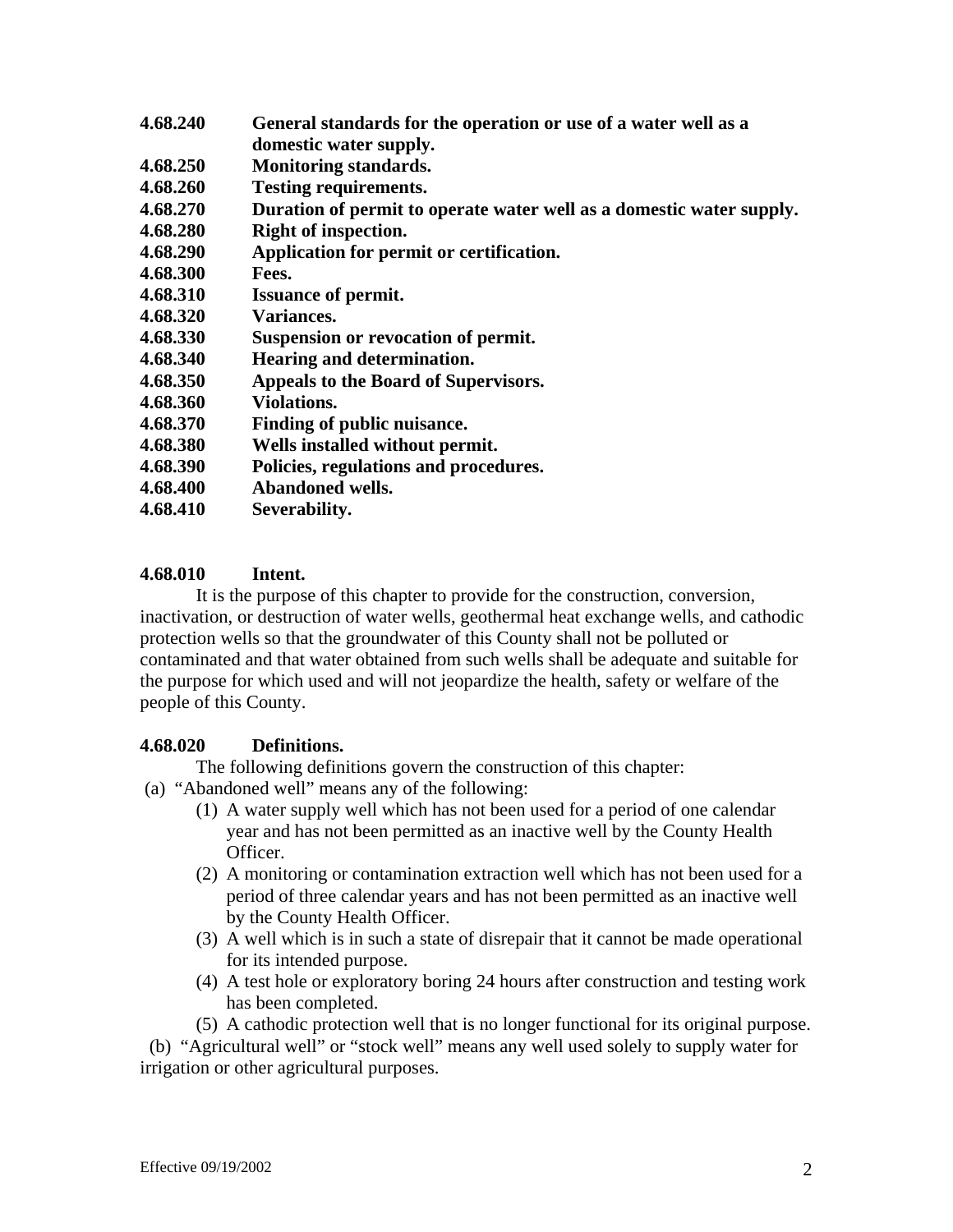**4.68.240** **General standards for the operation or use of a water well as a domestic water supply.**
**4.68.250** **Monitoring standards.**
**4.68.260** **Testing requirements.**
**4.68.270** **Duration of permit to operate water well as a domestic water supply.**
**4.68.280** **Right of inspection.**
**4.68.290** **Application for permit or certification.**
**4.68.300** **Fees.**
**4.68.310** **Issuance of permit.**
**4.68.320** **Variances.**
**4.68.330** **Suspension or revocation of permit.**
**4.68.340** **Hearing and determination.**
**4.68.350** **Appeals to the Board of Supervisors.**
**4.68.360** **Violations.**
**4.68.370** **Finding of public nuisance.**
**4.68.380** **Wells installed without permit.**
**4.68.390** **Policies, regulations and procedures.**
**4.68.400** **Abandoned wells.**
**4.68.410** **Severability.**

### 4.68.010 Intent.

It is the purpose of this chapter to provide for the construction, conversion, inactivation, or destruction of water wells, geothermal heat exchange wells, and cathodic protection wells so that the groundwater of this County shall not be polluted or contaminated and that water obtained from such wells shall be adequate and suitable for the purpose for which used and will not jeopardize the health, safety or welfare of the people of this County.

### 4.68.020 Definitions.

The following definitions govern the construction of this chapter:

(a) "Abandoned well" means any of the following:

(1) A water supply well which has not been used for a period of one calendar year and has not been permitted as an inactive well by the County Health Officer.

(2) A monitoring or contamination extraction well which has not been used for a period of three calendar years and has not been permitted as an inactive well by the County Health Officer.

(3) A well which is in such a state of disrepair that it cannot be made operational for its intended purpose.

(4) A test hole or exploratory boring 24 hours after construction and testing work has been completed.

(5) A cathodic protection well that is no longer functional for its original purpose.

(b) "Agricultural well" or "stock well" means any well used solely to supply water for irrigation or other agricultural purposes.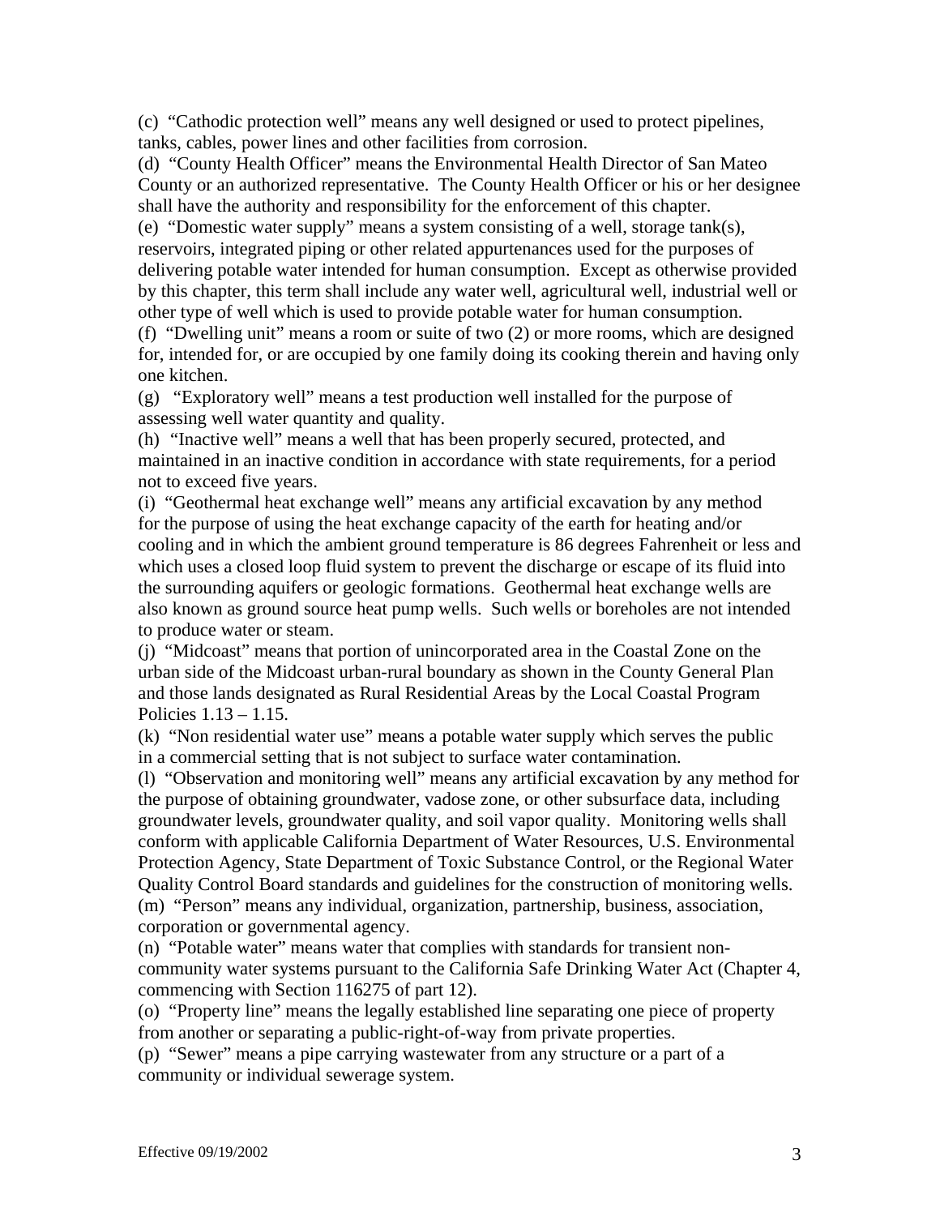(c) "Cathodic protection well" means any well designed or used to protect pipelines, tanks, cables, power lines and other facilities from corrosion.

(d) "County Health Officer" means the Environmental Health Director of San Mateo County or an authorized representative. The County Health Officer or his or her designee shall have the authority and responsibility for the enforcement of this chapter.

(e) "Domestic water supply" means a system consisting of a well, storage tank(s), reservoirs, integrated piping or other related appurtenances used for the purposes of delivering potable water intended for human consumption. Except as otherwise provided by this chapter, this term shall include any water well, agricultural well, industrial well or other type of well which is used to provide potable water for human consumption.

(f) "Dwelling unit" means a room or suite of two (2) or more rooms, which are designed for, intended for, or are occupied by one family doing its cooking therein and having only one kitchen.

(g) "Exploratory well" means a test production well installed for the purpose of assessing well water quantity and quality.

(h) "Inactive well" means a well that has been properly secured, protected, and maintained in an inactive condition in accordance with state requirements, for a period not to exceed five years.

(i) "Geothermal heat exchange well" means any artificial excavation by any method for the purpose of using the heat exchange capacity of the earth for heating and/or cooling and in which the ambient ground temperature is 86 degrees Fahrenheit or less and which uses a closed loop fluid system to prevent the discharge or escape of its fluid into the surrounding aquifers or geologic formations. Geothermal heat exchange wells are also known as ground source heat pump wells. Such wells or boreholes are not intended to produce water or steam.

(j) "Midcoast" means that portion of unincorporated area in the Coastal Zone on the urban side of the Midcoast urban-rural boundary as shown in the County General Plan and those lands designated as Rural Residential Areas by the Local Coastal Program Policies 1.13 – 1.15.

(k) "Non residential water use" means a potable water supply which serves the public in a commercial setting that is not subject to surface water contamination.

(l) "Observation and monitoring well" means any artificial excavation by any method for the purpose of obtaining groundwater, vadose zone, or other subsurface data, including groundwater levels, groundwater quality, and soil vapor quality. Monitoring wells shall conform with applicable California Department of Water Resources, U.S. Environmental Protection Agency, State Department of Toxic Substance Control, or the Regional Water Quality Control Board standards and guidelines for the construction of monitoring wells.

(m) "Person" means any individual, organization, partnership, business, association, corporation or governmental agency.

(n) "Potable water" means water that complies with standards for transient non-community water systems pursuant to the California Safe Drinking Water Act (Chapter 4, commencing with Section 116275 of part 12).

(o) "Property line" means the legally established line separating one piece of property from another or separating a public-right-of-way from private properties.

(p) "Sewer" means a pipe carrying wastewater from any structure or a part of a community or individual sewerage system.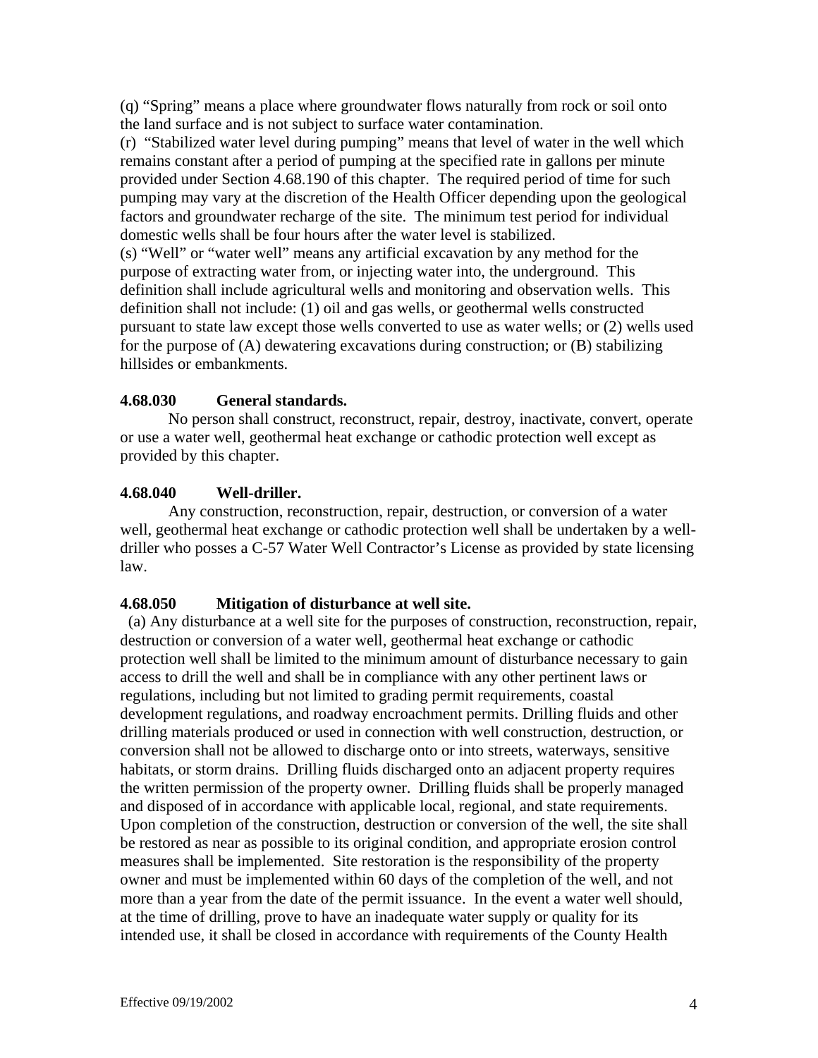(q) "Spring" means a place where groundwater flows naturally from rock or soil onto the land surface and is not subject to surface water contamination.

(r) "Stabilized water level during pumping" means that level of water in the well which remains constant after a period of pumping at the specified rate in gallons per minute provided under Section 4.68.190 of this chapter. The required period of time for such pumping may vary at the discretion of the Health Officer depending upon the geological factors and groundwater recharge of the site. The minimum test period for individual domestic wells shall be four hours after the water level is stabilized.

(s) "Well" or "water well" means any artificial excavation by any method for the purpose of extracting water from, or injecting water into, the underground. This definition shall include agricultural wells and monitoring and observation wells. This definition shall not include: (1) oil and gas wells, or geothermal wells constructed pursuant to state law except those wells converted to use as water wells; or (2) wells used for the purpose of (A) dewatering excavations during construction; or (B) stabilizing hillsides or embankments.

**4.68.030 General standards.**

No person shall construct, reconstruct, repair, destroy, inactivate, convert, operate or use a water well, geothermal heat exchange or cathodic protection well except as provided by this chapter.

**4.68.040 Well-driller.**

Any construction, reconstruction, repair, destruction, or conversion of a water well, geothermal heat exchange or cathodic protection well shall be undertaken by a well-driller who posses a C-57 Water Well Contractor's License as provided by state licensing law.

**4.68.050 Mitigation of disturbance at well site.**

(a) Any disturbance at a well site for the purposes of construction, reconstruction, repair, destruction or conversion of a water well, geothermal heat exchange or cathodic protection well shall be limited to the minimum amount of disturbance necessary to gain access to drill the well and shall be in compliance with any other pertinent laws or regulations, including but not limited to grading permit requirements, coastal development regulations, and roadway encroachment permits. Drilling fluids and other drilling materials produced or used in connection with well construction, destruction, or conversion shall not be allowed to discharge onto or into streets, waterways, sensitive habitats, or storm drains. Drilling fluids discharged onto an adjacent property requires the written permission of the property owner. Drilling fluids shall be properly managed and disposed of in accordance with applicable local, regional, and state requirements. Upon completion of the construction, destruction or conversion of the well, the site shall be restored as near as possible to its original condition, and appropriate erosion control measures shall be implemented. Site restoration is the responsibility of the property owner and must be implemented within 60 days of the completion of the well, and not more than a year from the date of the permit issuance. In the event a water well should, at the time of drilling, prove to have an inadequate water supply or quality for its intended use, it shall be closed in accordance with requirements of the County Health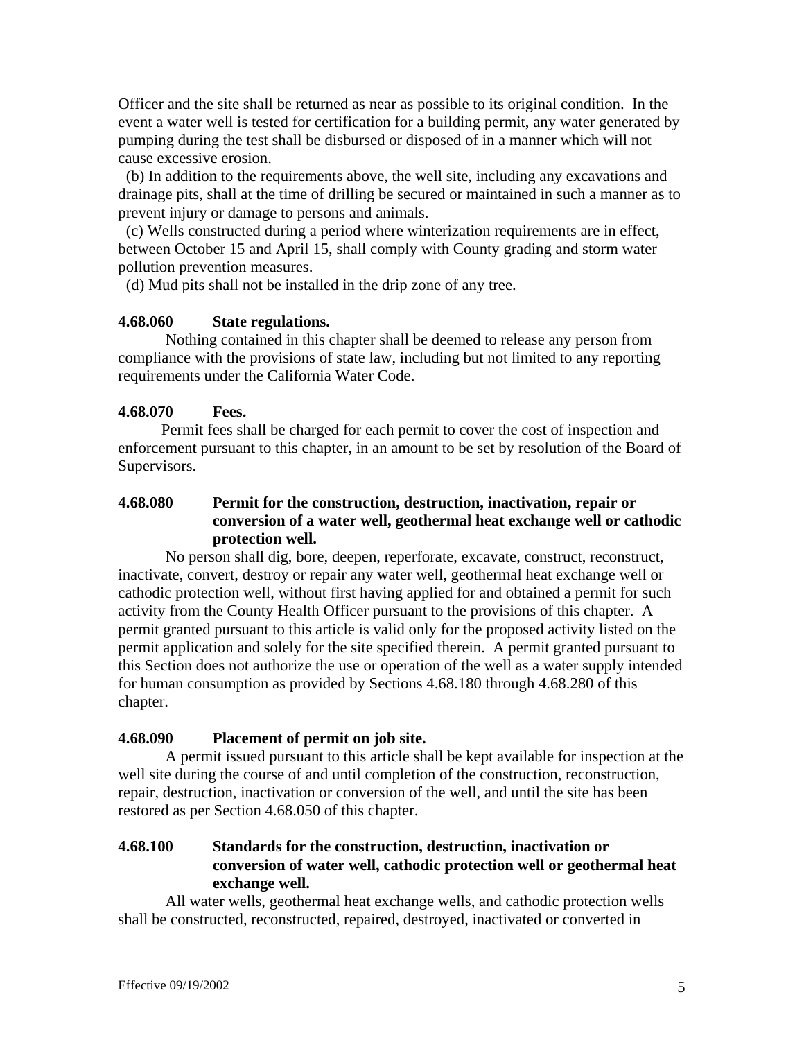Officer and the site shall be returned as near as possible to its original condition. In the event a water well is tested for certification for a building permit, any water generated by pumping during the test shall be disbursed or disposed of in a manner which will not cause excessive erosion.

(b) In addition to the requirements above, the well site, including any excavations and drainage pits, shall at the time of drilling be secured or maintained in such a manner as to prevent injury or damage to persons and animals.

(c) Wells constructed during a period where winterization requirements are in effect, between October 15 and April 15, shall comply with County grading and storm water pollution prevention measures.

(d) Mud pits shall not be installed in the drip zone of any tree.

### 4.68.060 State regulations.

Nothing contained in this chapter shall be deemed to release any person from compliance with the provisions of state law, including but not limited to any reporting requirements under the California Water Code.

### 4.68.070 Fees.

Permit fees shall be charged for each permit to cover the cost of inspection and enforcement pursuant to this chapter, in an amount to be set by resolution of the Board of Supervisors.

### 4.68.080 Permit for the construction, destruction, inactivation, repair or conversion of a water well, geothermal heat exchange well or cathodic protection well.

No person shall dig, bore, deepen, reperforate, excavate, construct, reconstruct, inactivate, convert, destroy or repair any water well, geothermal heat exchange well or cathodic protection well, without first having applied for and obtained a permit for such activity from the County Health Officer pursuant to the provisions of this chapter. A permit granted pursuant to this article is valid only for the proposed activity listed on the permit application and solely for the site specified therein. A permit granted pursuant to this Section does not authorize the use or operation of the well as a water supply intended for human consumption as provided by Sections 4.68.180 through 4.68.280 of this chapter.

### 4.68.090 Placement of permit on job site.

A permit issued pursuant to this article shall be kept available for inspection at the well site during the course of and until completion of the construction, reconstruction, repair, destruction, inactivation or conversion of the well, and until the site has been restored as per Section 4.68.050 of this chapter.

### 4.68.100 Standards for the construction, destruction, inactivation or conversion of water well, cathodic protection well or geothermal heat exchange well.

All water wells, geothermal heat exchange wells, and cathodic protection wells shall be constructed, reconstructed, repaired, destroyed, inactivated or converted in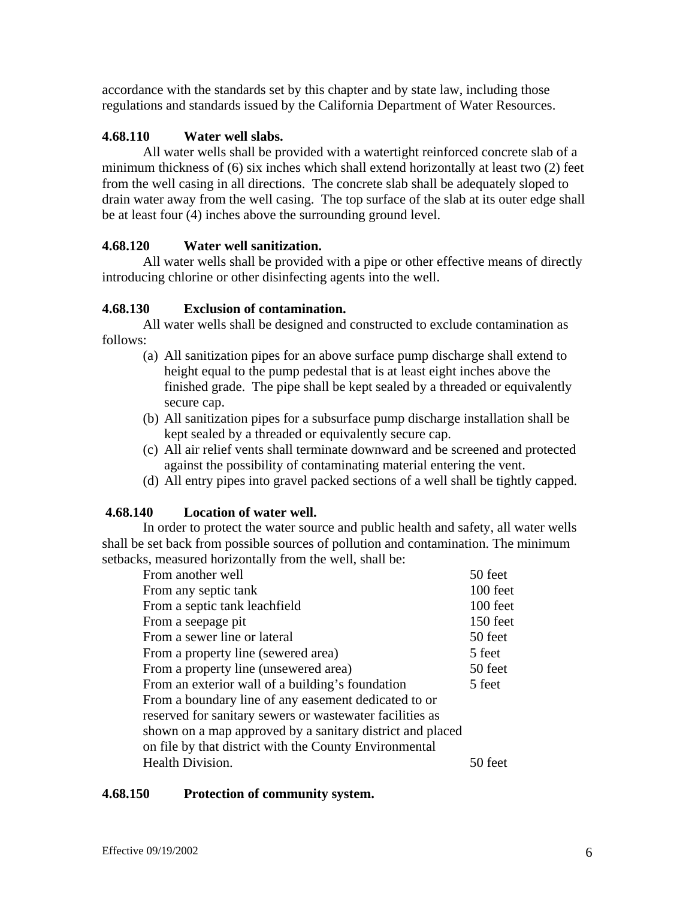accordance with the standards set by this chapter and by state law, including those regulations and standards issued by the California Department of Water Resources.

**4.68.110 Water well slabs.**

All water wells shall be provided with a watertight reinforced concrete slab of a minimum thickness of (6) six inches which shall extend horizontally at least two (2) feet from the well casing in all directions. The concrete slab shall be adequately sloped to drain water away from the well casing. The top surface of the slab at its outer edge shall be at least four (4) inches above the surrounding ground level.

**4.68.120 Water well sanitization.**

All water wells shall be provided with a pipe or other effective means of directly introducing chlorine or other disinfecting agents into the well.

**4.68.130 Exclusion of contamination.**

All water wells shall be designed and constructed to exclude contamination as follows:

(a) All sanitization pipes for an above surface pump discharge shall extend to height equal to the pump pedestal that is at least eight inches above the finished grade. The pipe shall be kept sealed by a threaded or equivalently secure cap.

(b) All sanitization pipes for a subsurface pump discharge installation shall be kept sealed by a threaded or equivalently secure cap.

(c) All air relief vents shall terminate downward and be screened and protected against the possibility of contaminating material entering the vent.

(d) All entry pipes into gravel packed sections of a well shall be tightly capped.

**4.68.140 Location of water well.**

In order to protect the water source and public health and safety, all water wells shall be set back from possible sources of pollution and contamination. The minimum setbacks, measured horizontally from the well, shall be:

| | |
|---|---|
| From another well | 50 feet |
| From any septic tank | 100 feet |
| From a septic tank leachfield | 100 feet |
| From a seepage pit | 150 feet |
| From a sewer line or lateral | 50 feet |
| From a property line (sewered area) | 5 feet |
| From a property line (unsewered area) | 50 feet |
| From an exterior wall of a building's foundation | 5 feet |
| From a boundary line of any easement dedicated to or reserved for sanitary sewers or wastewater facilities as shown on a map approved by a sanitary district and placed on file by that district with the County Environmental Health Division. | 50 feet |

**4.68.150 Protection of community system.**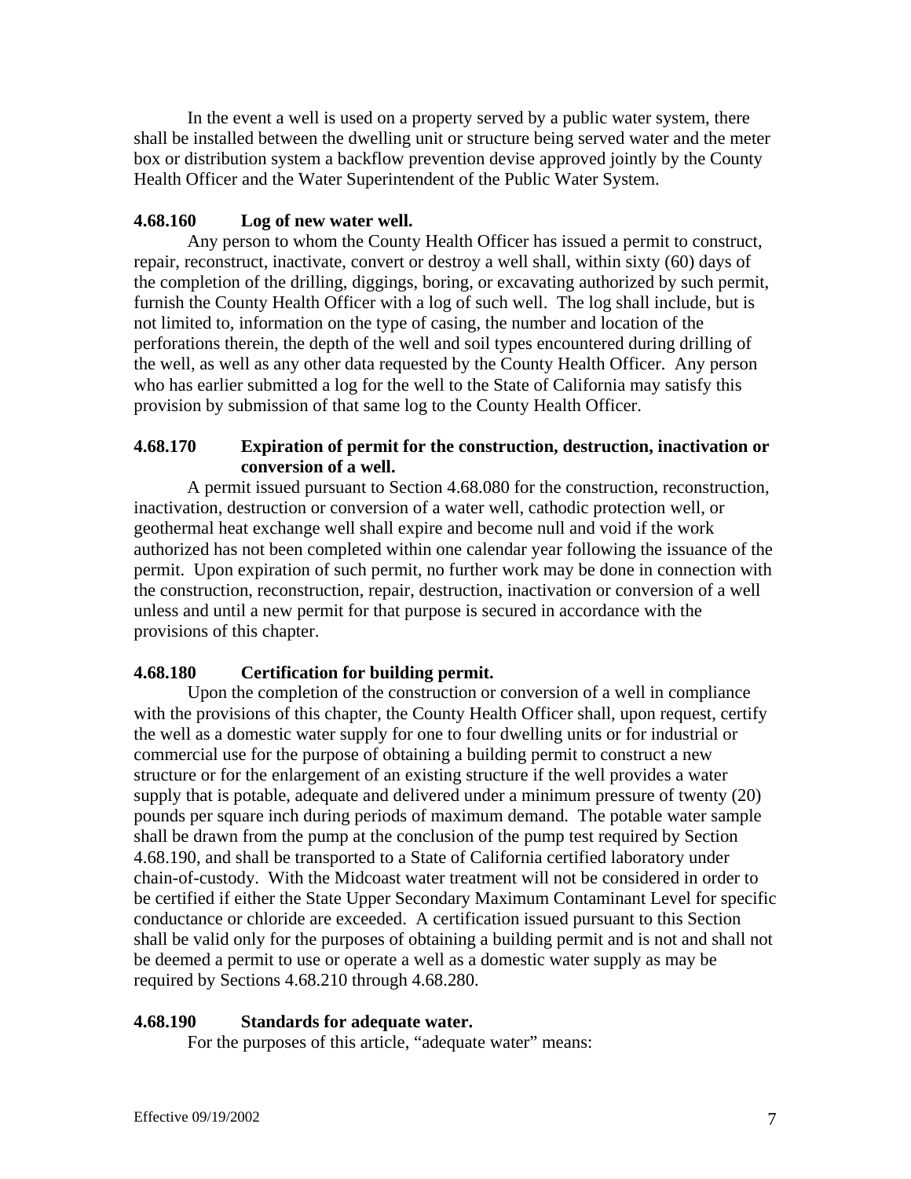In the event a well is used on a property served by a public water system, there shall be installed between the dwelling unit or structure being served water and the meter box or distribution system a backflow prevention devise approved jointly by the County Health Officer and the Water Superintendent of the Public Water System.

**4.68.160 Log of new water well.**

Any person to whom the County Health Officer has issued a permit to construct, repair, reconstruct, inactivate, convert or destroy a well shall, within sixty (60) days of the completion of the drilling, diggings, boring, or excavating authorized by such permit, furnish the County Health Officer with a log of such well. The log shall include, but is not limited to, information on the type of casing, the number and location of the perforations therein, the depth of the well and soil types encountered during drilling of the well, as well as any other data requested by the County Health Officer. Any person who has earlier submitted a log for the well to the State of California may satisfy this provision by submission of that same log to the County Health Officer.

**4.68.170 Expiration of permit for the construction, destruction, inactivation or conversion of a well.**

A permit issued pursuant to Section 4.68.080 for the construction, reconstruction, inactivation, destruction or conversion of a water well, cathodic protection well, or geothermal heat exchange well shall expire and become null and void if the work authorized has not been completed within one calendar year following the issuance of the permit. Upon expiration of such permit, no further work may be done in connection with the construction, reconstruction, repair, destruction, inactivation or conversion of a well unless and until a new permit for that purpose is secured in accordance with the provisions of this chapter.

**4.68.180 Certification for building permit.**

Upon the completion of the construction or conversion of a well in compliance with the provisions of this chapter, the County Health Officer shall, upon request, certify the well as a domestic water supply for one to four dwelling units or for industrial or commercial use for the purpose of obtaining a building permit to construct a new structure or for the enlargement of an existing structure if the well provides a water supply that is potable, adequate and delivered under a minimum pressure of twenty (20) pounds per square inch during periods of maximum demand. The potable water sample shall be drawn from the pump at the conclusion of the pump test required by Section 4.68.190, and shall be transported to a State of California certified laboratory under chain-of-custody. With the Midcoast water treatment will not be considered in order to be certified if either the State Upper Secondary Maximum Contaminant Level for specific conductance or chloride are exceeded. A certification issued pursuant to this Section shall be valid only for the purposes of obtaining a building permit and is not and shall not be deemed a permit to use or operate a well as a domestic water supply as may be required by Sections 4.68.210 through 4.68.280.

**4.68.190 Standards for adequate water.**

For the purposes of this article, "adequate water" means: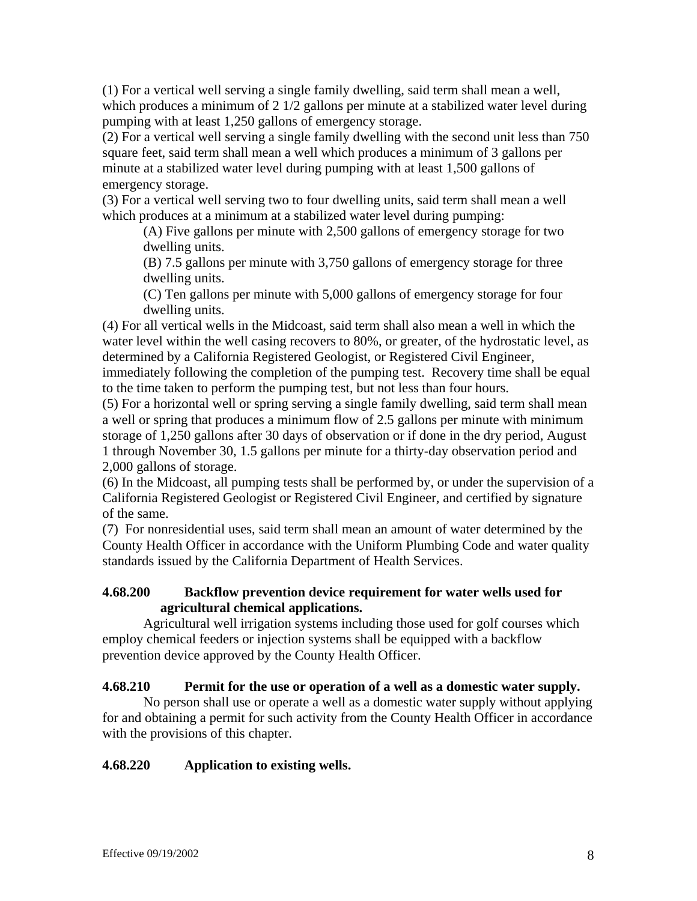(1) For a vertical well serving a single family dwelling, said term shall mean a well, which produces a minimum of 2 1/2 gallons per minute at a stabilized water level during pumping with at least 1,250 gallons of emergency storage.

(2) For a vertical well serving a single family dwelling with the second unit less than 750 square feet, said term shall mean a well which produces a minimum of 3 gallons per minute at a stabilized water level during pumping with at least 1,500 gallons of emergency storage.

(3) For a vertical well serving two to four dwelling units, said term shall mean a well which produces at a minimum at a stabilized water level during pumping:

> (A) Five gallons per minute with 2,500 gallons of emergency storage for two dwelling units.
>
> (B) 7.5 gallons per minute with 3,750 gallons of emergency storage for three dwelling units.
>
> (C) Ten gallons per minute with 5,000 gallons of emergency storage for four dwelling units.

(4) For all vertical wells in the Midcoast, said term shall also mean a well in which the water level within the well casing recovers to 80%, or greater, of the hydrostatic level, as determined by a California Registered Geologist, or Registered Civil Engineer, immediately following the completion of the pumping test. Recovery time shall be equal to the time taken to perform the pumping test, but not less than four hours.

(5) For a horizontal well or spring serving a single family dwelling, said term shall mean a well or spring that produces a minimum flow of 2.5 gallons per minute with minimum storage of 1,250 gallons after 30 days of observation or if done in the dry period, August 1 through November 30, 1.5 gallons per minute for a thirty-day observation period and 2,000 gallons of storage.

(6) In the Midcoast, all pumping tests shall be performed by, or under the supervision of a California Registered Geologist or Registered Civil Engineer, and certified by signature of the same.

(7) For nonresidential uses, said term shall mean an amount of water determined by the County Health Officer in accordance with the Uniform Plumbing Code and water quality standards issued by the California Department of Health Services.

**4.68.200 Backflow prevention device requirement for water wells used for agricultural chemical applications.**

Agricultural well irrigation systems including those used for golf courses which employ chemical feeders or injection systems shall be equipped with a backflow prevention device approved by the County Health Officer.

**4.68.210 Permit for the use or operation of a well as a domestic water supply.**

No person shall use or operate a well as a domestic water supply without applying for and obtaining a permit for such activity from the County Health Officer in accordance with the provisions of this chapter.

**4.68.220 Application to existing wells.**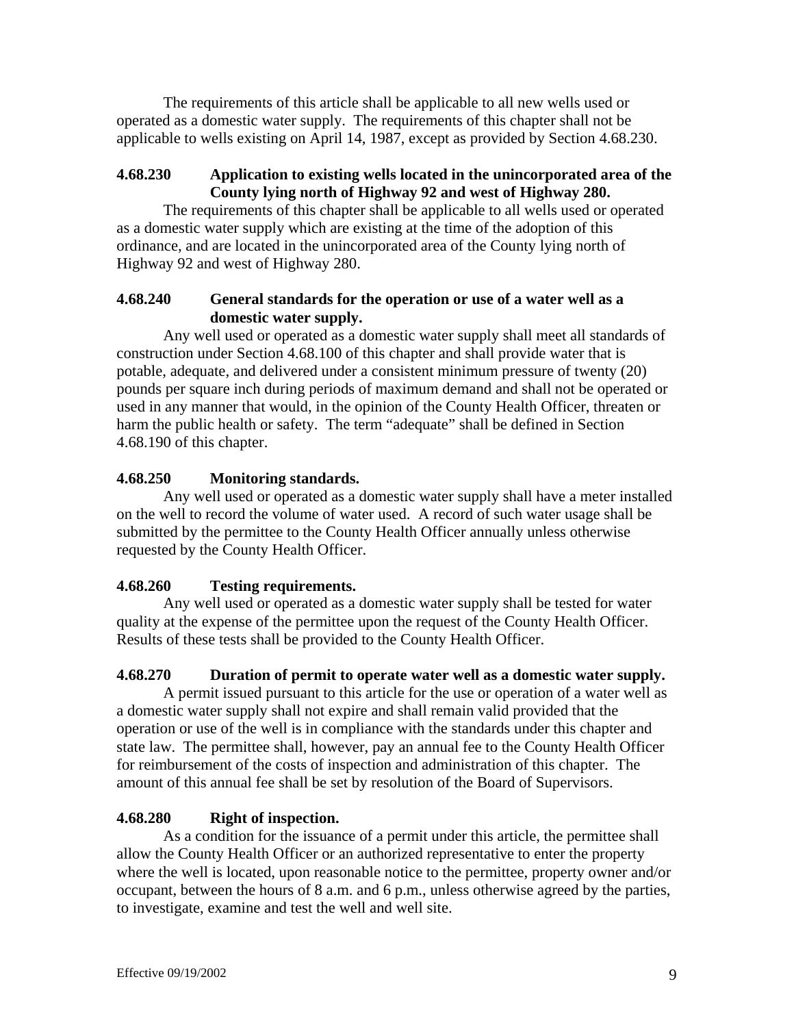The requirements of this article shall be applicable to all new wells used or operated as a domestic water supply. The requirements of this chapter shall not be applicable to wells existing on April 14, 1987, except as provided by Section 4.68.230.

### 4.68.230 Application to existing wells located in the unincorporated area of the County lying north of Highway 92 and west of Highway 280.

The requirements of this chapter shall be applicable to all wells used or operated as a domestic water supply which are existing at the time of the adoption of this ordinance, and are located in the unincorporated area of the County lying north of Highway 92 and west of Highway 280.

### 4.68.240 General standards for the operation or use of a water well as a domestic water supply.

Any well used or operated as a domestic water supply shall meet all standards of construction under Section 4.68.100 of this chapter and shall provide water that is potable, adequate, and delivered under a consistent minimum pressure of twenty (20) pounds per square inch during periods of maximum demand and shall not be operated or used in any manner that would, in the opinion of the County Health Officer, threaten or harm the public health or safety. The term "adequate" shall be defined in Section 4.68.190 of this chapter.

### 4.68.250 Monitoring standards.

Any well used or operated as a domestic water supply shall have a meter installed on the well to record the volume of water used. A record of such water usage shall be submitted by the permittee to the County Health Officer annually unless otherwise requested by the County Health Officer.

### 4.68.260 Testing requirements.

Any well used or operated as a domestic water supply shall be tested for water quality at the expense of the permittee upon the request of the County Health Officer. Results of these tests shall be provided to the County Health Officer.

### 4.68.270 Duration of permit to operate water well as a domestic water supply.

A permit issued pursuant to this article for the use or operation of a water well as a domestic water supply shall not expire and shall remain valid provided that the operation or use of the well is in compliance with the standards under this chapter and state law. The permittee shall, however, pay an annual fee to the County Health Officer for reimbursement of the costs of inspection and administration of this chapter. The amount of this annual fee shall be set by resolution of the Board of Supervisors.

### 4.68.280 Right of inspection.

As a condition for the issuance of a permit under this article, the permittee shall allow the County Health Officer or an authorized representative to enter the property where the well is located, upon reasonable notice to the permittee, property owner and/or occupant, between the hours of 8 a.m. and 6 p.m., unless otherwise agreed by the parties, to investigate, examine and test the well and well site.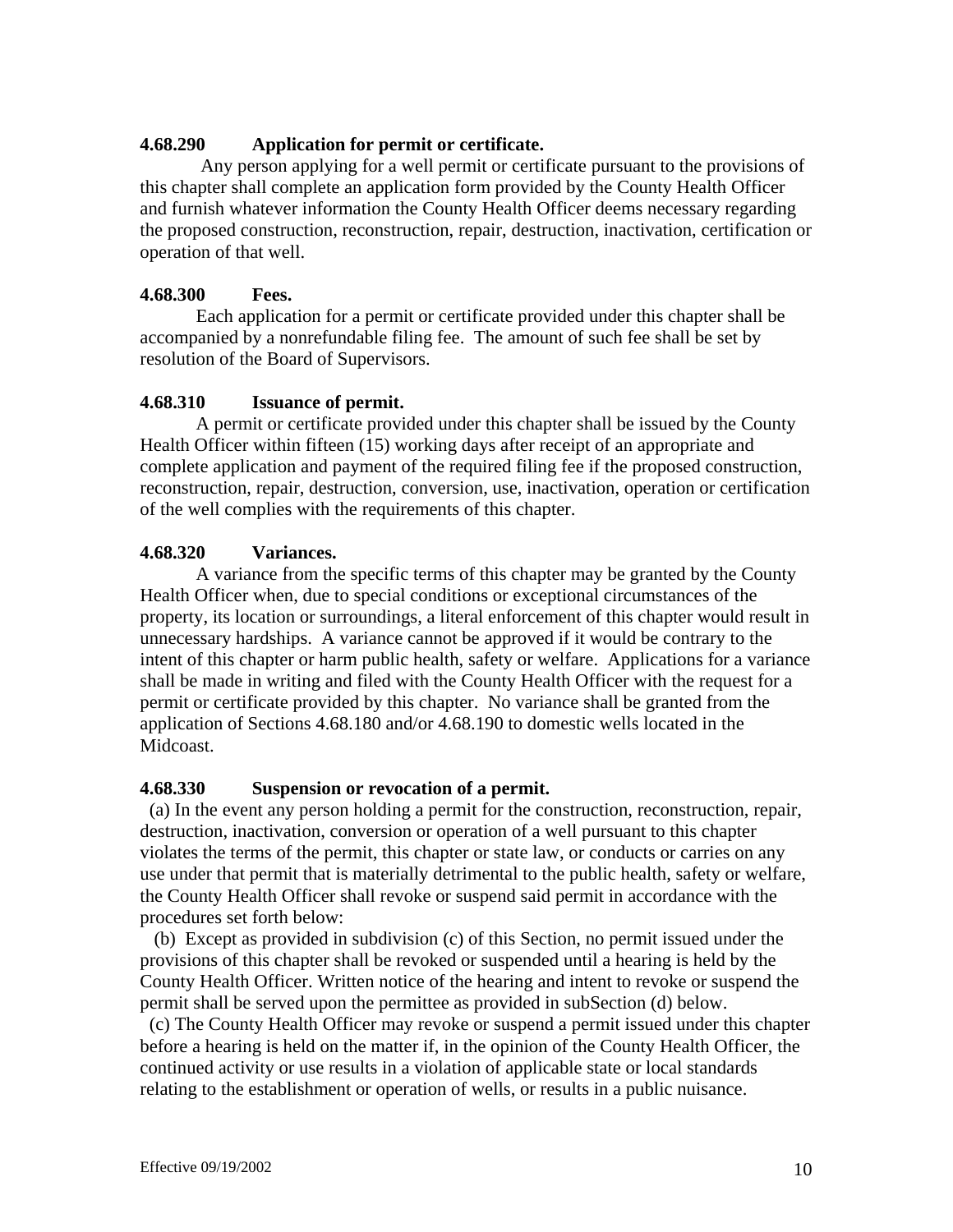### 4.68.290 Application for permit or certificate.

Any person applying for a well permit or certificate pursuant to the provisions of this chapter shall complete an application form provided by the County Health Officer and furnish whatever information the County Health Officer deems necessary regarding the proposed construction, reconstruction, repair, destruction, inactivation, certification or operation of that well.

### 4.68.300 Fees.

Each application for a permit or certificate provided under this chapter shall be accompanied by a nonrefundable filing fee. The amount of such fee shall be set by resolution of the Board of Supervisors.

### 4.68.310 Issuance of permit.

A permit or certificate provided under this chapter shall be issued by the County Health Officer within fifteen (15) working days after receipt of an appropriate and complete application and payment of the required filing fee if the proposed construction, reconstruction, repair, destruction, conversion, use, inactivation, operation or certification of the well complies with the requirements of this chapter.

### 4.68.320 Variances.

A variance from the specific terms of this chapter may be granted by the County Health Officer when, due to special conditions or exceptional circumstances of the property, its location or surroundings, a literal enforcement of this chapter would result in unnecessary hardships. A variance cannot be approved if it would be contrary to the intent of this chapter or harm public health, safety or welfare. Applications for a variance shall be made in writing and filed with the County Health Officer with the request for a permit or certificate provided by this chapter. No variance shall be granted from the application of Sections 4.68.180 and/or 4.68.190 to domestic wells located in the Midcoast.

### 4.68.330 Suspension or revocation of a permit.

(a) In the event any person holding a permit for the construction, reconstruction, repair, destruction, inactivation, conversion or operation of a well pursuant to this chapter violates the terms of the permit, this chapter or state law, or conducts or carries on any use under that permit that is materially detrimental to the public health, safety or welfare, the County Health Officer shall revoke or suspend said permit in accordance with the procedures set forth below:

(b) Except as provided in subdivision (c) of this Section, no permit issued under the provisions of this chapter shall be revoked or suspended until a hearing is held by the County Health Officer. Written notice of the hearing and intent to revoke or suspend the permit shall be served upon the permittee as provided in subSection (d) below.

(c) The County Health Officer may revoke or suspend a permit issued under this chapter before a hearing is held on the matter if, in the opinion of the County Health Officer, the continued activity or use results in a violation of applicable state or local standards relating to the establishment or operation of wells, or results in a public nuisance.

Effective 09/19/2002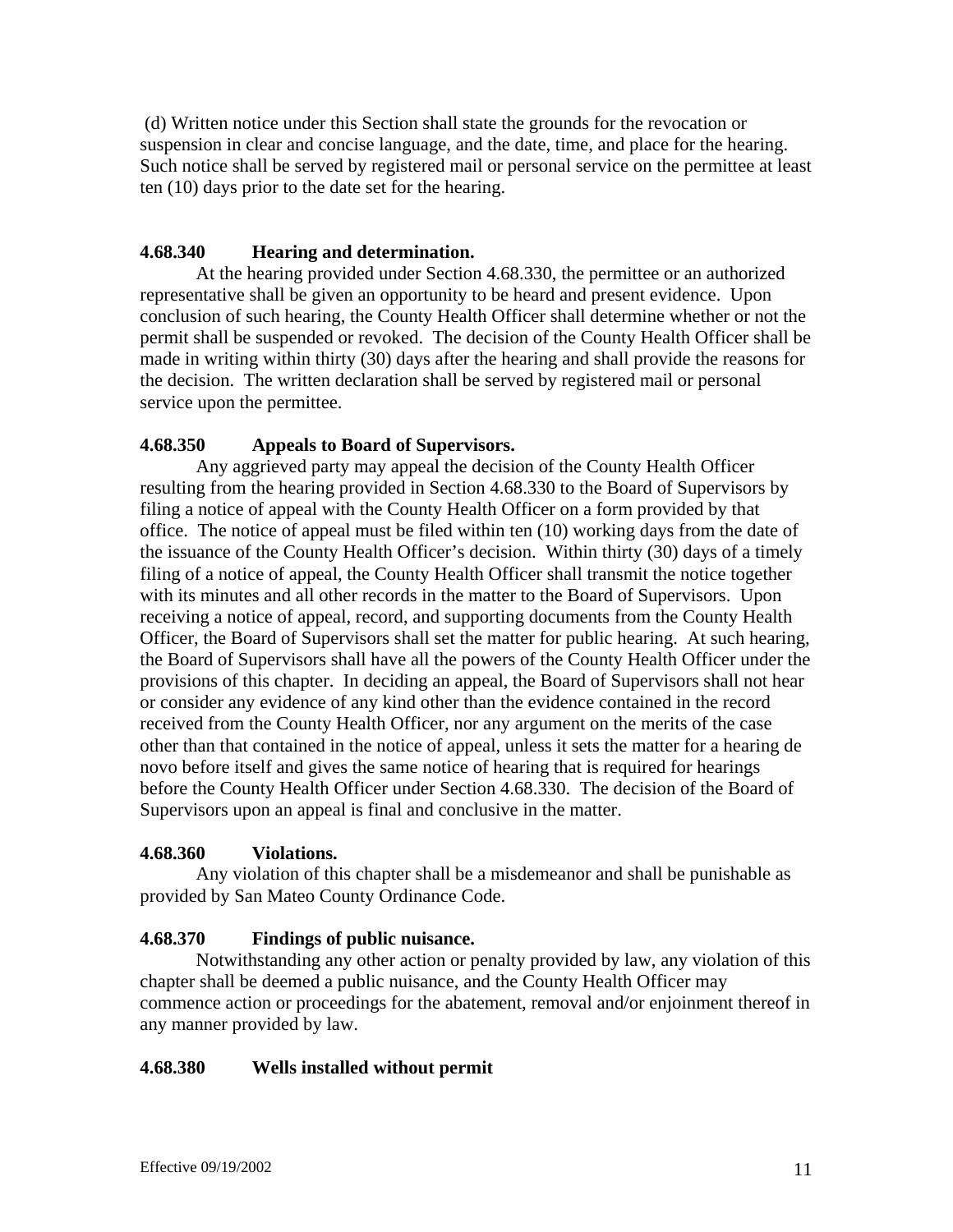(d) Written notice under this Section shall state the grounds for the revocation or suspension in clear and concise language, and the date, time, and place for the hearing. Such notice shall be served by registered mail or personal service on the permittee at least ten (10) days prior to the date set for the hearing.

**4.68.340 Hearing and determination.**

At the hearing provided under Section 4.68.330, the permittee or an authorized representative shall be given an opportunity to be heard and present evidence. Upon conclusion of such hearing, the County Health Officer shall determine whether or not the permit shall be suspended or revoked. The decision of the County Health Officer shall be made in writing within thirty (30) days after the hearing and shall provide the reasons for the decision. The written declaration shall be served by registered mail or personal service upon the permittee.

**4.68.350 Appeals to Board of Supervisors.**

Any aggrieved party may appeal the decision of the County Health Officer resulting from the hearing provided in Section 4.68.330 to the Board of Supervisors by filing a notice of appeal with the County Health Officer on a form provided by that office. The notice of appeal must be filed within ten (10) working days from the date of the issuance of the County Health Officer's decision. Within thirty (30) days of a timely filing of a notice of appeal, the County Health Officer shall transmit the notice together with its minutes and all other records in the matter to the Board of Supervisors. Upon receiving a notice of appeal, record, and supporting documents from the County Health Officer, the Board of Supervisors shall set the matter for public hearing. At such hearing, the Board of Supervisors shall have all the powers of the County Health Officer under the provisions of this chapter. In deciding an appeal, the Board of Supervisors shall not hear or consider any evidence of any kind other than the evidence contained in the record received from the County Health Officer, nor any argument on the merits of the case other than that contained in the notice of appeal, unless it sets the matter for a hearing de novo before itself and gives the same notice of hearing that is required for hearings before the County Health Officer under Section 4.68.330. The decision of the Board of Supervisors upon an appeal is final and conclusive in the matter.

**4.68.360 Violations.**

Any violation of this chapter shall be a misdemeanor and shall be punishable as provided by San Mateo County Ordinance Code.

**4.68.370 Findings of public nuisance.**

Notwithstanding any other action or penalty provided by law, any violation of this chapter shall be deemed a public nuisance, and the County Health Officer may commence action or proceedings for the abatement, removal and/or enjoinment thereof in any manner provided by law.

**4.68.380 Wells installed without permit**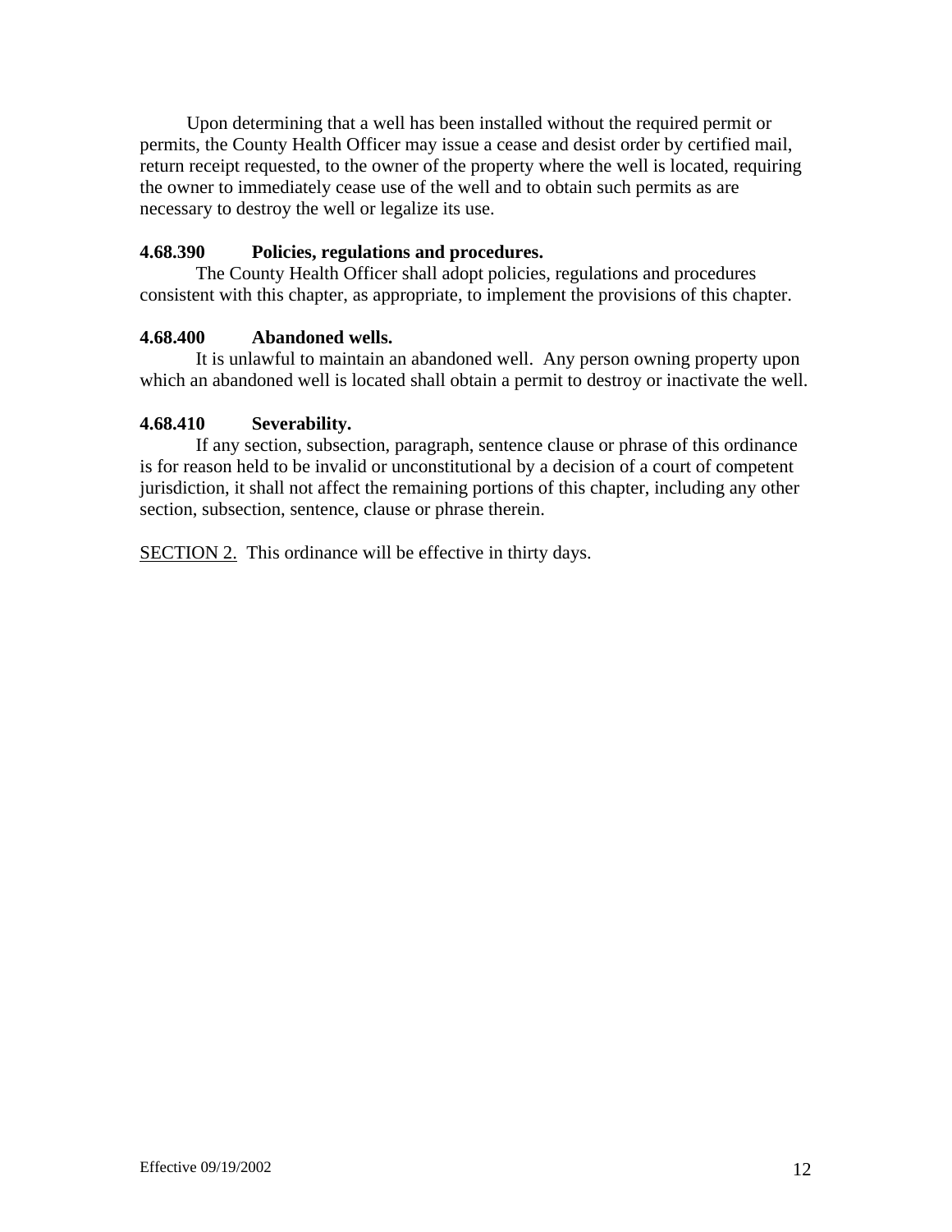Upon determining that a well has been installed without the required permit or permits, the County Health Officer may issue a cease and desist order by certified mail, return receipt requested, to the owner of the property where the well is located, requiring the owner to immediately cease use of the well and to obtain such permits as are necessary to destroy the well or legalize its use.

**4.68.390 Policies, regulations and procedures.**

The County Health Officer shall adopt policies, regulations and procedures consistent with this chapter, as appropriate, to implement the provisions of this chapter.

**4.68.400 Abandoned wells.**

It is unlawful to maintain an abandoned well. Any person owning property upon which an abandoned well is located shall obtain a permit to destroy or inactivate the well.

**4.68.410 Severability.**

If any section, subsection, paragraph, sentence clause or phrase of this ordinance is for reason held to be invalid or unconstitutional by a decision of a court of competent jurisdiction, it shall not affect the remaining portions of this chapter, including any other section, subsection, sentence, clause or phrase therein.

<u>SECTION 2.</u> This ordinance will be effective in thirty days.

Effective 09/19/2002